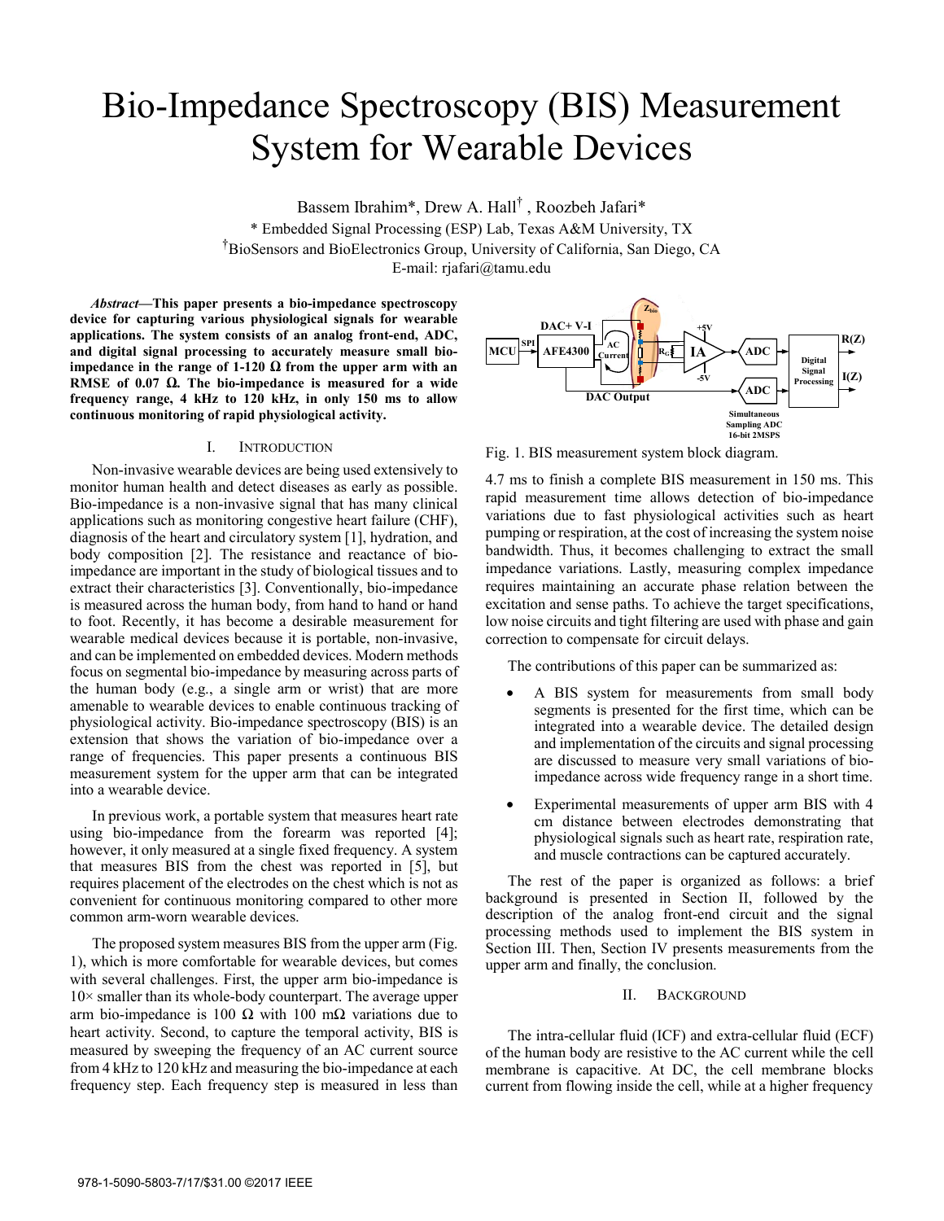# Bio-Impedance Spectroscopy (BIS) Measurement System for Wearable Devices

Bassem Ibrahim*, Drew A. Hall[†], Roozbeh Jafari*

\* Embedded Signal Processing (ESP) Lab, Texas A&M University, TX

[†]BioSensors and BioElectronics Group, University of California, San Diego, CA

E-mail: rjafari@tamu.edu

***Abstract*—This paper presents a bio-impedance spectroscopy device for capturing various physiological signals for wearable applications. The system consists of an analog front-end, ADC, and digital signal processing to accurately measure small bio-impedance in the range of 1-120 Ω from the upper arm with an RMSE of 0.07 Ω. The bio-impedance is measured for a wide frequency range, 4 kHz to 120 kHz, in only 150 ms to allow continuous monitoring of rapid physiological activity.**

## I. Introduction

Non-invasive wearable devices are being used extensively to monitor human health and detect diseases as early as possible. Bio-impedance is a non-invasive signal that has many clinical applications such as monitoring congestive heart failure (CHF), diagnosis of the heart and circulatory system [1], hydration, and body composition [2]. The resistance and reactance of bio-impedance are important in the study of biological tissues and to extract their characteristics [3]. Conventionally, bio-impedance is measured across the human body, from hand to hand or hand to foot. Recently, it has become a desirable measurement for wearable medical devices because it is portable, non-invasive, and can be implemented on embedded devices. Modern methods focus on segmental bio-impedance by measuring across parts of the human body (e.g., a single arm or wrist) that are more amenable to wearable devices to enable continuous tracking of physiological activity. Bio-impedance spectroscopy (BIS) is an extension that shows the variation of bio-impedance over a range of frequencies. This paper presents a continuous BIS measurement system for the upper arm that can be integrated into a wearable device.

In previous work, a portable system that measures heart rate using bio-impedance from the forearm was reported [4]; however, it only measured at a single fixed frequency. A system that measures BIS from the chest was reported in [5], but requires placement of the electrodes on the chest which is not as convenient for continuous monitoring compared to other more common arm-worn wearable devices.

The proposed system measures BIS from the upper arm (Fig. 1), which is more comfortable for wearable devices, but comes with several challenges. First, the upper arm bio-impedance is 10× smaller than its whole-body counterpart. The average upper arm bio-impedance is 100 Ω with 100 mΩ variations due to heart activity. Second, to capture the temporal activity, BIS is measured by sweeping the frequency of an AC current source from 4 kHz to 120 kHz and measuring the bio-impedance at each frequency step. Each frequency step is measured in less than 4.7 ms to finish a complete BIS measurement in 150 ms. This rapid measurement time allows detection of bio-impedance variations due to fast physiological activities such as heart pumping or respiration, at the cost of increasing the system noise bandwidth. Thus, it becomes challenging to extract the small impedance variations. Lastly, measuring complex impedance requires maintaining an accurate phase relation between the excitation and sense paths. To achieve the target specifications, low noise circuits and tight filtering are used with phase and gain correction to compensate for circuit delays.

Fig. 1. BIS measurement system block diagram.

The contributions of this paper can be summarized as:

- A BIS system for measurements from small body segments is presented for the first time, which can be integrated into a wearable device. The detailed design and implementation of the circuits and signal processing are discussed to measure very small variations of bio-impedance across wide frequency range in a short time.
- Experimental measurements of upper arm BIS with 4 cm distance between electrodes demonstrating that physiological signals such as heart rate, respiration rate, and muscle contractions can be captured accurately.

The rest of the paper is organized as follows: a brief background is presented in Section II, followed by the description of the analog front-end circuit and the signal processing methods used to implement the BIS system in Section III. Then, Section IV presents measurements from the upper arm and finally, the conclusion.

## II. Background

The intra-cellular fluid (ICF) and extra-cellular fluid (ECF) of the human body are resistive to the AC current while the cell membrane is capacitive. At DC, the cell membrane blocks current from flowing inside the cell, while at a higher frequency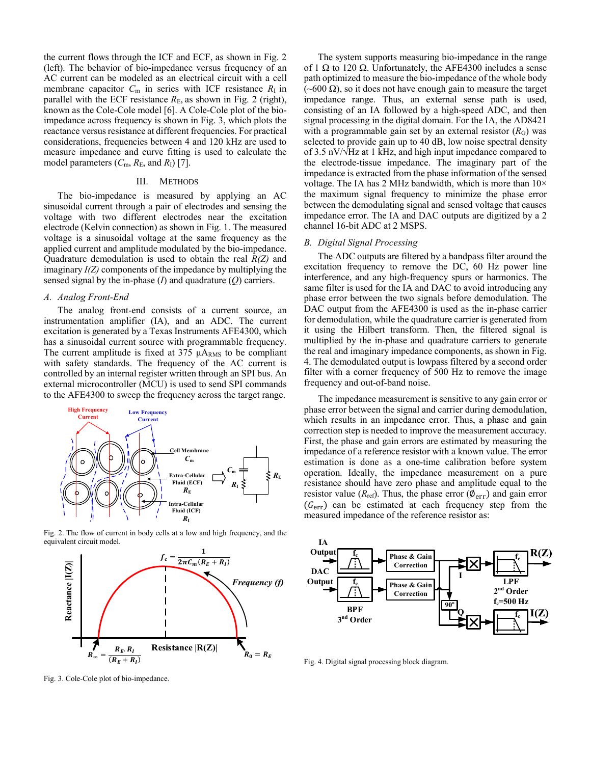the current flows through the ICF and ECF, as shown in Fig. 2 (left). The behavior of bio-impedance versus frequency of an AC current can be modeled as an electrical circuit with a cell membrane capacitor $C_m$ in series with ICF resistance $R_I$ in parallel with the ECF resistance $R_E$, as shown in Fig. 2 (right), known as the Cole-Cole model [6]. A Cole-Cole plot of the bio-impedance across frequency is shown in Fig. 3, which plots the reactance versus resistance at different frequencies. For practical considerations, frequencies between 4 and 120 kHz are used to measure impedance and curve fitting is used to calculate the model parameters ($C_m$, $R_E$, and $R_I$) [7].

## III. Methods

The bio-impedance is measured by applying an AC sinusoidal current through a pair of electrodes and sensing the voltage with two different electrodes near the excitation electrode (Kelvin connection) as shown in Fig. 1. The measured voltage is a sinusoidal voltage at the same frequency as the applied current and amplitude modulated by the bio-impedance. Quadrature demodulation is used to obtain the real $R(Z)$ and imaginary $I(Z)$ components of the impedance by multiplying the sensed signal by the in-phase ($I$) and quadrature ($Q$) carriers.

### *A. Analog Front-End*

The analog front-end consists of a current source, an instrumentation amplifier (IA), and an ADC. The current excitation is generated by a Texas Instruments AFE4300, which has a sinusoidal current source with programmable frequency. The current amplitude is fixed at 375 $\mu A_{RMS}$ to be compliant with safety standards. The frequency of the AC current is controlled by an internal register written through an SPI bus. An external microcontroller (MCU) is used to send SPI commands to the AFE4300 to sweep the frequency across the target range.

High Frequency Current | Low Frequency Current | Cell Membrane $C_m$ | Extra-Cellular Fluid (ECF) $R_E$ | Intra-Cellular Fluid (ICF) $R_I$

Fig. 2. The flow of current in body cells at a low and high frequency, and the equivalent circuit model.

$f_c = \dfrac{1}{2\pi C_m (R_E + R_I)}$ | Frequency (f) | Reactance |I(Z)| | Resistance |R(Z)| | $R_\infty = \dfrac{R_E \cdot R_I}{(R_E + R_I)}$ | $R_0 = R_E$

Fig. 3. Cole-Cole plot of bio-impedance.

The system supports measuring bio-impedance in the range of 1 Ω to 120 Ω. Unfortunately, the AFE4300 includes a sense path optimized to measure the bio-impedance of the whole body (~600 Ω), so it does not have enough gain to measure the target impedance range. Thus, an external sense path is used, consisting of an IA followed by a high-speed ADC, and then signal processing in the digital domain. For the IA, the AD8421 with a programmable gain set by an external resistor ($R_G$) was selected to provide gain up to 40 dB, low noise spectral density of 3.5 nV/√Hz at 1 kHz, and high input impedance compared to the electrode-tissue impedance. The imaginary part of the impedance is extracted from the phase information of the sensed voltage. The IA has 2 MHz bandwidth, which is more than 10× the maximum signal frequency to minimize the phase error between the demodulating signal and sensed voltage that causes impedance error. The IA and DAC outputs are digitized by a 2 channel 16-bit ADC at 2 MSPS.

### *B. Digital Signal Processing*

The ADC outputs are filtered by a bandpass filter around the excitation frequency to remove the DC, 60 Hz power line interference, and any high-frequency spurs or harmonics. The same filter is used for the IA and DAC to avoid introducing any phase error between the two signals before demodulation. The DAC output from the AFE4300 is used as the in-phase carrier for demodulation, while the quadrature carrier is generated from it using the Hilbert transform. Then, the filtered signal is multiplied by the in-phase and quadrature carriers to generate the real and imaginary impedance components, as shown in Fig. 4. The demodulated output is lowpass filtered by a second order filter with a corner frequency of 500 Hz to remove the image frequency and out-of-band noise.

The impedance measurement is sensitive to any gain error or phase error between the signal and carrier during demodulation, which results in an impedance error. Thus, a phase and gain correction step is needed to improve the measurement accuracy. First, the phase and gain errors are estimated by measuring the impedance of a reference resistor with a known value. The error estimation is done as a one-time calibration before system operation. Ideally, the impedance measurement on a pure resistance should have zero phase and amplitude equal to the resistor value ($R_{ref}$). Thus, the phase error ($\emptyset_{err}$) and gain error ($G_{err}$) can be estimated at each frequency step from the measured impedance of the reference resistor as:

IA Output | DAC Output | BPF 3rd Order | Phase & Gain Correction | 90° | I | Q | LPF 2nd Order $f_c$=500 Hz | R(Z) | I(Z)

Fig. 4. Digital signal processing block diagram.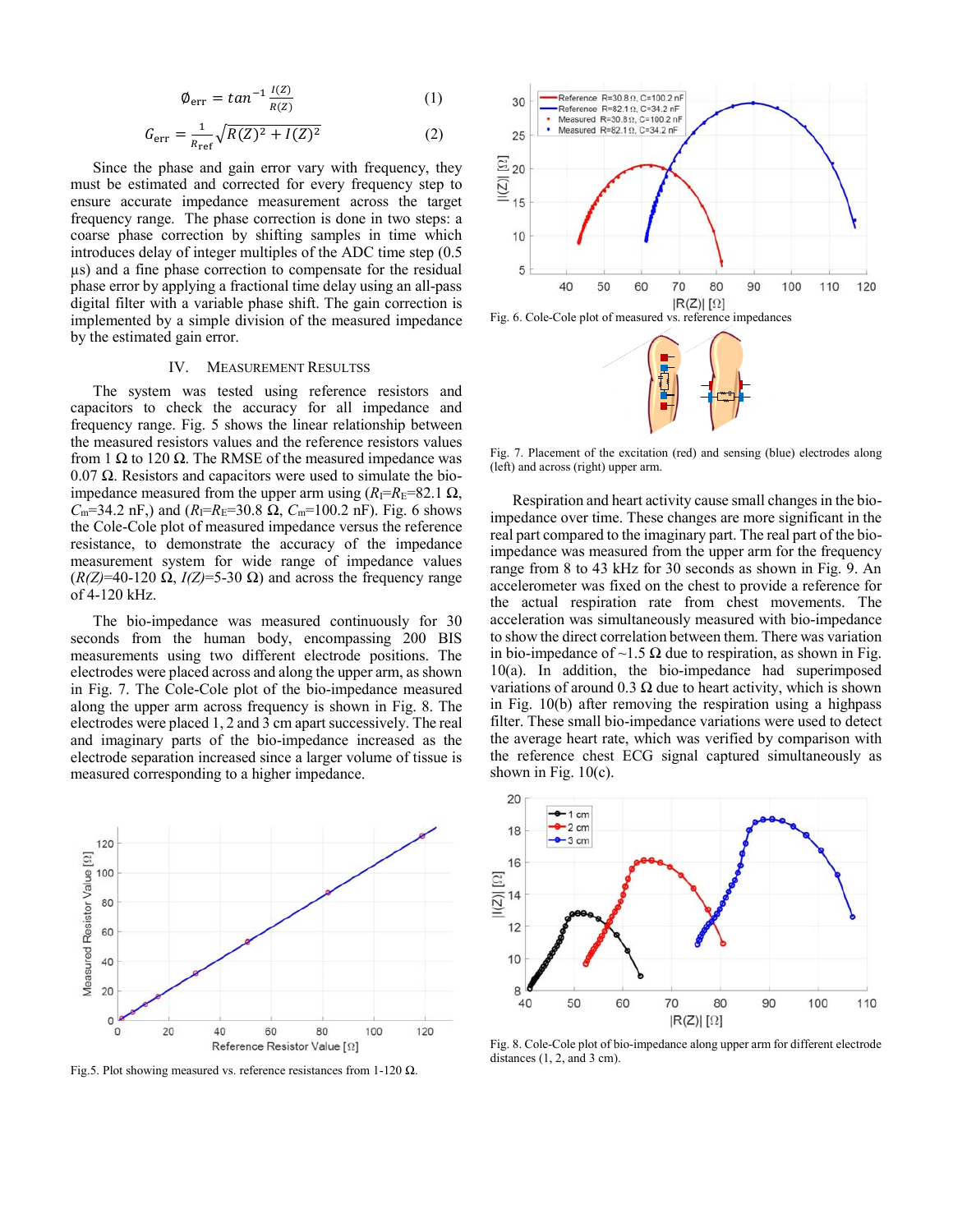$$\phi_{\text{err}} = tan^{-1} \frac{I(Z)}{R(Z)} \quad (1)$$

$$G_{\text{err}} = \frac{1}{R_{\text{ref}}} \sqrt{R(Z)^2 + I(Z)^2} \quad (2)$$

Since the phase and gain error vary with frequency, they must be estimated and corrected for every frequency step to ensure accurate impedance measurement across the target frequency range. The phase correction is done in two steps: a coarse phase correction by shifting samples in time which introduces delay of integer multiples of the ADC time step (0.5 µs) and a fine phase correction to compensate for the residual phase error by applying a fractional time delay using an all-pass digital filter with a variable phase shift. The gain correction is implemented by a simple division of the measured impedance by the estimated gain error.

## IV. Measurement Resultss

The system was tested using reference resistors and capacitors to check the accuracy for all impedance and frequency range. Fig. 5 shows the linear relationship between the measured resistors values and the reference resistors values from 1 Ω to 120 Ω. The RMSE of the measured impedance was 0.07 Ω. Resistors and capacitors were used to simulate the bio-impedance measured from the upper arm using ($R_I$=$R_E$=82.1 Ω, $C_m$=34.2 nF,) and ($R_I$=$R_E$=30.8 Ω, $C_m$=100.2 nF). Fig. 6 shows the Cole-Cole plot of measured impedance versus the reference resistance, to demonstrate the accuracy of the impedance measurement system for wide range of impedance values ($R(Z)$=40-120 Ω, $I(Z)$=5-30 Ω) and across the frequency range of 4-120 kHz.

The bio-impedance was measured continuously for 30 seconds from the human body, encompassing 200 BIS measurements using two different electrode positions. The electrodes were placed across and along the upper arm, as shown in Fig. 7. The Cole-Cole plot of the bio-impedance measured along the upper arm across frequency is shown in Fig. 8. The electrodes were placed 1, 2 and 3 cm apart successively. The real and imaginary parts of the bio-impedance increased as the electrode separation increased since a larger volume of tissue is measured corresponding to a higher impedance.

Fig.5. Plot showing measured vs. reference resistances from 1-120 Ω.

Fig. 6. Cole-Cole plot of measured vs. reference impedances

Fig. 7. Placement of the excitation (red) and sensing (blue) electrodes along (left) and across (right) upper arm.

Respiration and heart activity cause small changes in the bio-impedance over time. These changes are more significant in the real part compared to the imaginary part. The real part of the bio-impedance was measured from the upper arm for the frequency range from 8 to 43 kHz for 30 seconds as shown in Fig. 9. An accelerometer was fixed on the chest to provide a reference for the actual respiration rate from chest movements. The acceleration was simultaneously measured with bio-impedance to show the direct correlation between them. There was variation in bio-impedance of ~1.5 Ω due to respiration, as shown in Fig. 10(a). In addition, the bio-impedance had superimposed variations of around 0.3 Ω due to heart activity, which is shown in Fig. 10(b) after removing the respiration using a highpass filter. These small bio-impedance variations were used to detect the average heart rate, which was verified by comparison with the reference chest ECG signal captured simultaneously as shown in Fig. 10(c).

Fig. 8. Cole-Cole plot of bio-impedance along upper arm for different electrode distances (1, 2, and 3 cm).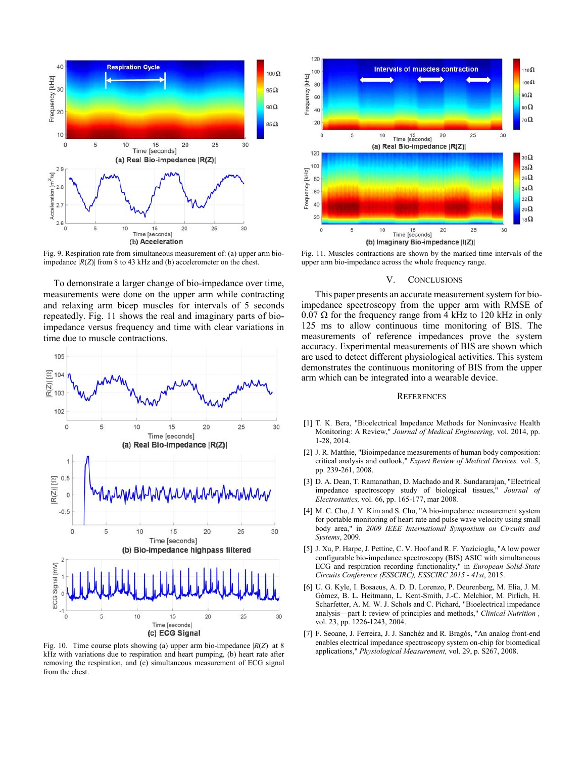Respiration Cycle

40
30
20
10
Frequency [kHz]
0 5 10 15 20 25 30
Time [seconds]
100Ω
95Ω
90Ω
85Ω

(a) Real Bio-impedance |R(Z)|

2.9
2.8
2.7
2.6
Acceleration [m²/s]
0 5 10 15 20 25 30
Time [seconds]

(b) Acceleration

Fig. 9. Respiration rate from simultaneous measurement of: (a) upper arm bio-impedance $|R(Z)|$ from 8 to 43 kHz and (b) accelerometer on the chest.

To demonstrate a larger change of bio-impedance over time, measurements were done on the upper arm while contracting and relaxing arm bicep muscles for intervals of 5 seconds repeatedly. Fig. 11 shows the real and imaginary parts of bio-impedance versus frequency and time with clear variations in time due to muscle contractions.

105
104
103
102
|R(Z)| [Ω]
0 5 10 15 20 25 30
Time [seconds]

(a) Real Bio-impedance |R(Z)|

1
0.5
0
-0.5
|R(Z)| [Ω]
0 5 10 15 20 25 30
Time [seconds]

(b) Bio-impedance highpass filtered

2
1
0
-1
ECG Signal [mV]
0 5 10 15 20 25 30
Time [seconds]

(c) ECG Signal

Fig. 10. Time course plots showing (a) upper arm bio-impedance $|R(Z)|$ at 8 kHz with variations due to respiration and heart pumping, (b) heart rate after removing the respiration, and (c) simultaneous measurement of ECG signal from the chest.

Intervals of muscles contraction

120
100
80
60
40
20
Frequency [kHz]
0 5 10 15 20 25 30
Time [seconds]
110Ω
100Ω
90Ω
80Ω
70Ω

(a) Real Bio-impedance |R(Z)|

120
100
80
60
40
20
Frequency [kHz]
0 5 10 15 20 25 30
Time [seconds]
30Ω
28Ω
26Ω
24Ω
22Ω
20Ω
18Ω

(b) Imaginary Bio-impedance |I(Z)|

Fig. 11. Muscles contractions are shown by the marked time intervals of the upper arm bio-impedance across the whole frequency range.

## V. Conclusions

This paper presents an accurate measurement system for bio-impedance spectroscopy from the upper arm with RMSE of 0.07 Ω for the frequency range from 4 kHz to 120 kHz in only 125 ms to allow continuous time monitoring of BIS. The measurements of reference impedances prove the system accuracy. Experimental measurements of BIS are shown which are used to detect different physiological activities. This system demonstrates the continuous monitoring of BIS from the upper arm which can be integrated into a wearable device.

## References

[1] T. K. Bera, "Bioelectrical Impedance Methods for Noninvasive Health Monitoring: A Review," *Journal of Medical Engineering,* vol. 2014, pp. 1-28, 2014.

[2] J. R. Matthie, "Bioimpedance measurements of human body composition: critical analysis and outlook," *Expert Review of Medical Devices,* vol. 5, pp. 239-261, 2008.

[3] D. A. Dean, T. Ramanathan, D. Machado and R. Sundararajan, "Electrical impedance spectroscopy study of biological tissues," *Journal of Electrostatics,* vol. 66, pp. 165-177, mar 2008.

[4] M. C. Cho, J. Y. Kim and S. Cho, "A bio-impedance measurement system for portable monitoring of heart rate and pulse wave velocity using small body area," in *2009 IEEE International Symposium on Circuits and Systems*, 2009.

[5] J. Xu, P. Harpe, J. Pettine, C. V. Hoof and R. F. Yazicioglu, "A low power configurable bio-impedance spectroscopy (BIS) ASIC with simultaneous ECG and respiration recording functionality," in *European Solid-State Circuits Conference (ESSCIRC), ESSCIRC 2015 - 41st*, 2015.

[6] U. G. Kyle, I. Bosaeus, A. D. D. Lorenzo, P. Deurenberg, M. Elia, J. M. Gómez, B. L. Heitmann, L. Kent-Smith, J.-C. Melchior, M. Pirlich, H. Scharfetter, A. M. W. J. Schols and C. Pichard, "Bioelectrical impedance analysis—part I: review of principles and methods," *Clinical Nutrition ,* vol. 23, pp. 1226-1243, 2004.

[7] F. Seoane, J. Ferreira, J. J. Sanchéz and R. Bragós, "An analog front-end enables electrical impedance spectroscopy system on-chip for biomedical applications," *Physiological Measurement,* vol. 29, p. S267, 2008.